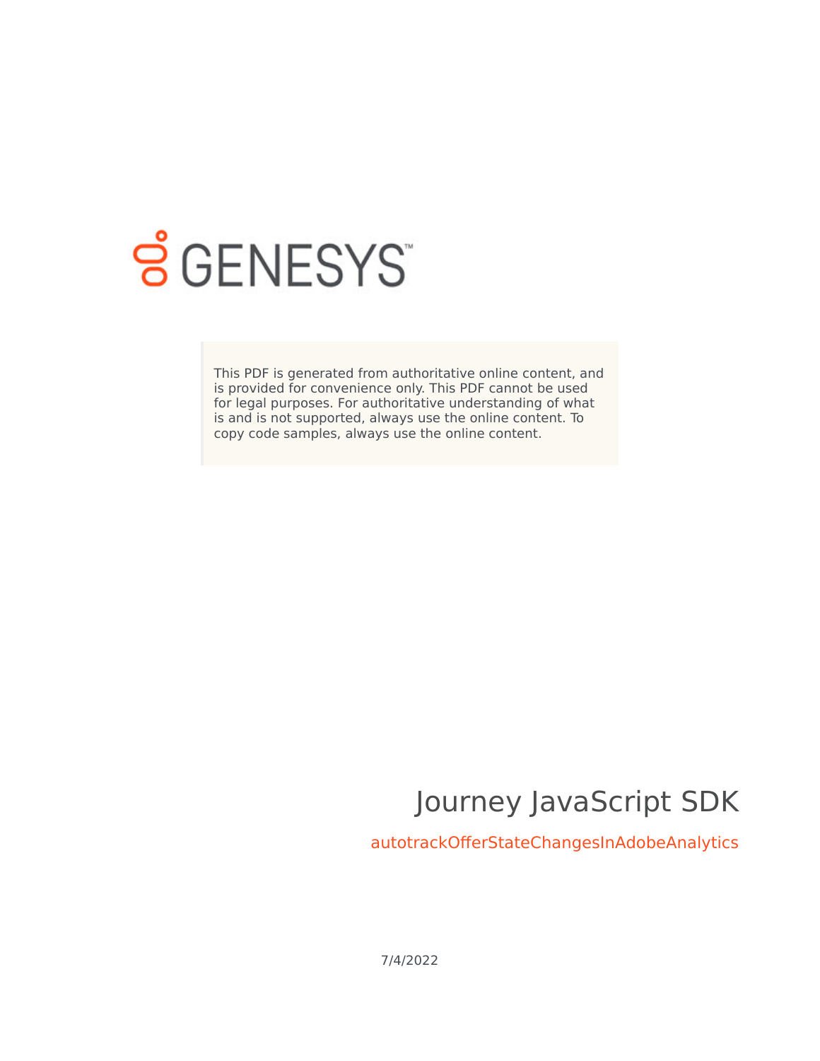This PDF is generated from authoritative online content, and is provided for convenience only. This PDF cannot be used for legal purposes. For authoritative understanding of what is and is not supported, always use the online content. To copy code samples, always use the online content.

# Journey JavaScript SDK

## autotrackOfferStateChangesInAdobeAnalytics

7/4/2022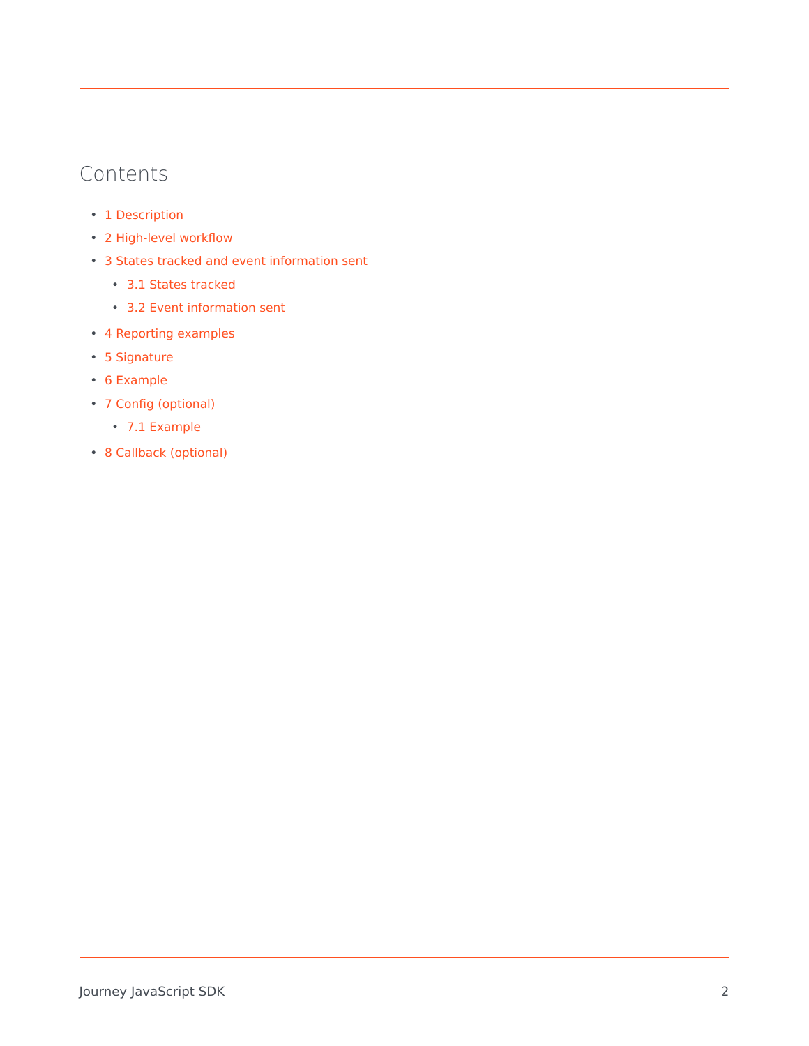## Contents

- 1 Description
- 2 High-level workflow
- 3 States tracked and event information sent
  - 3.1 States tracked
  - 3.2 Event information sent
- 4 Reporting examples
- 5 Signature
- 6 Example
- 7 Config (optional)
  - 7.1 Example
- 8 Callback (optional)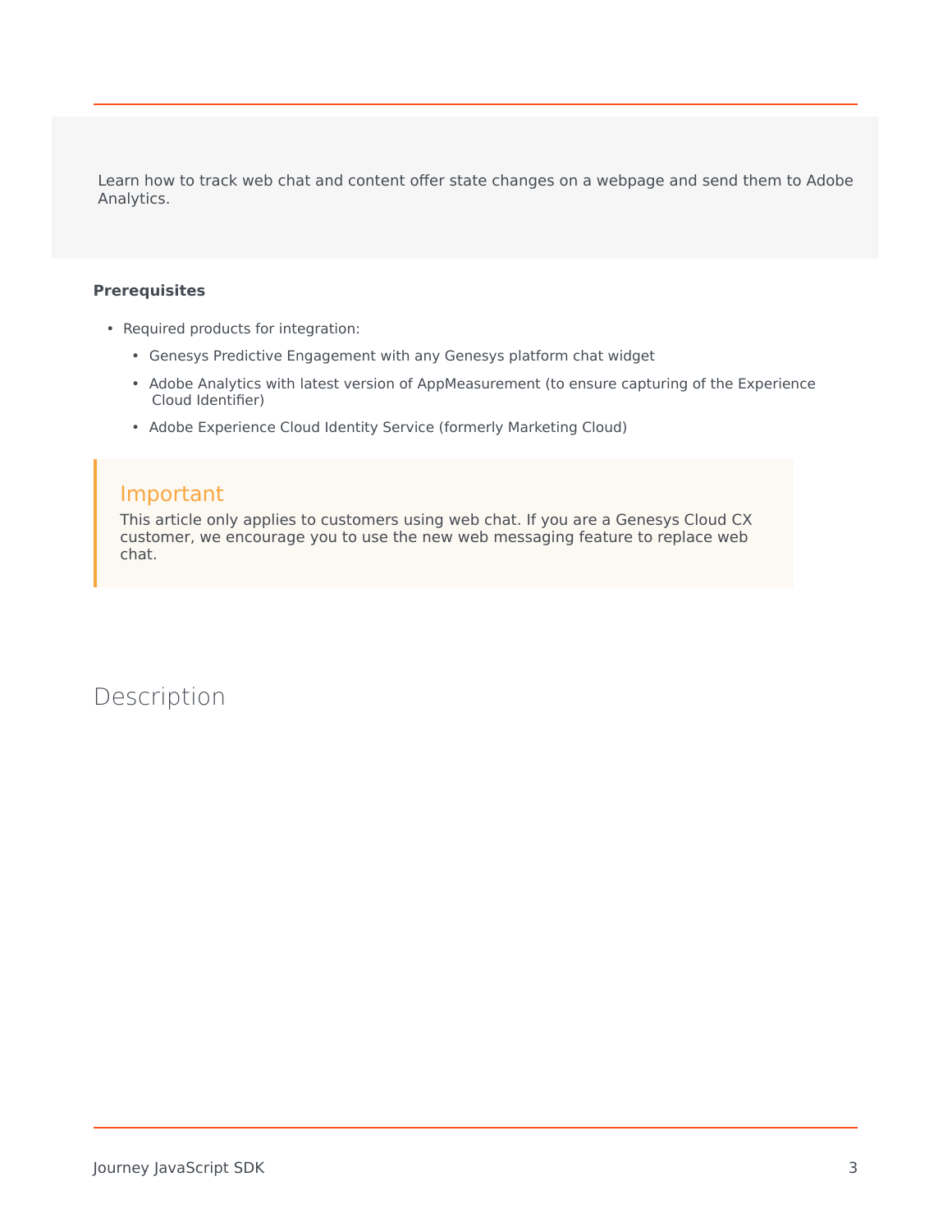Learn how to track web chat and content offer state changes on a webpage and send them to Adobe Analytics.

**Prerequisites**

- Required products for integration:
  - Genesys Predictive Engagement with any Genesys platform chat widget
  - Adobe Analytics with latest version of AppMeasurement (to ensure capturing of the Experience Cloud Identifier)
  - Adobe Experience Cloud Identity Service (formerly Marketing Cloud)

> **Important**
> This article only applies to customers using web chat. If you are a Genesys Cloud CX customer, we encourage you to use the new web messaging feature to replace web chat.

## Description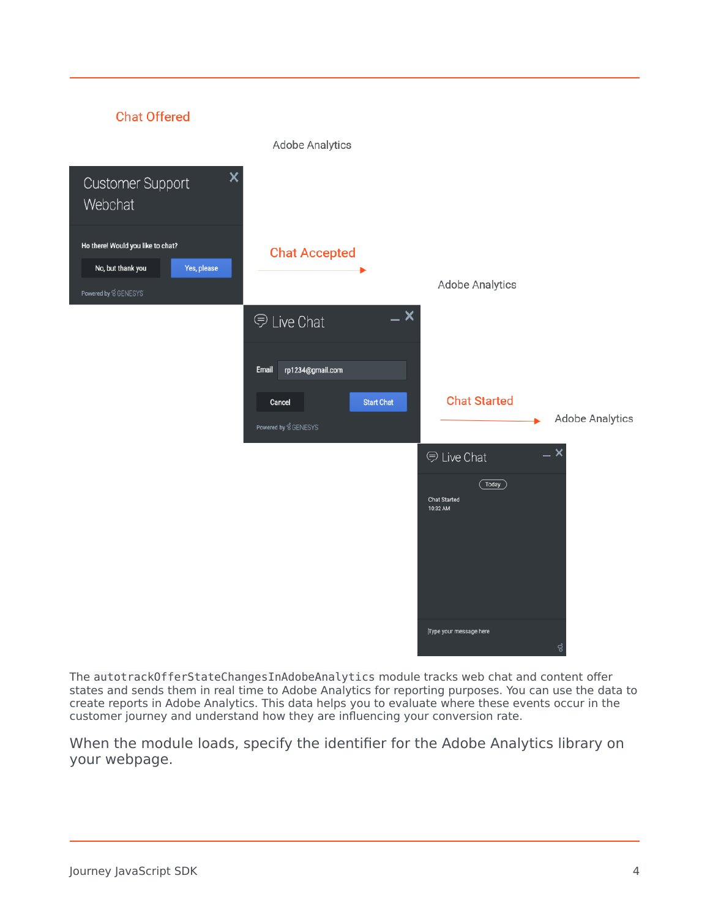Chat Offered

Adobe Analytics

Customer Support Webchat

Ho there! Would you like to chat?

No, but thank you | Yes, please

Powered by GENESYS

Chat Accepted

Adobe Analytics

Live Chat

Email rp1234@gmail.com

Cancel | Start Chat

Powered by GENESYS

Chat Started

Adobe Analytics

Live Chat

Today

Chat Started
10:32 AM

Type your message here

The `autotrackOfferStateChangesInAdobeAnalytics` module tracks web chat and content offer states and sends them in real time to Adobe Analytics for reporting purposes. You can use the data to create reports in Adobe Analytics. This data helps you to evaluate where these events occur in the customer journey and understand how they are influencing your conversion rate.

When the module loads, specify the identifier for the Adobe Analytics library on your webpage.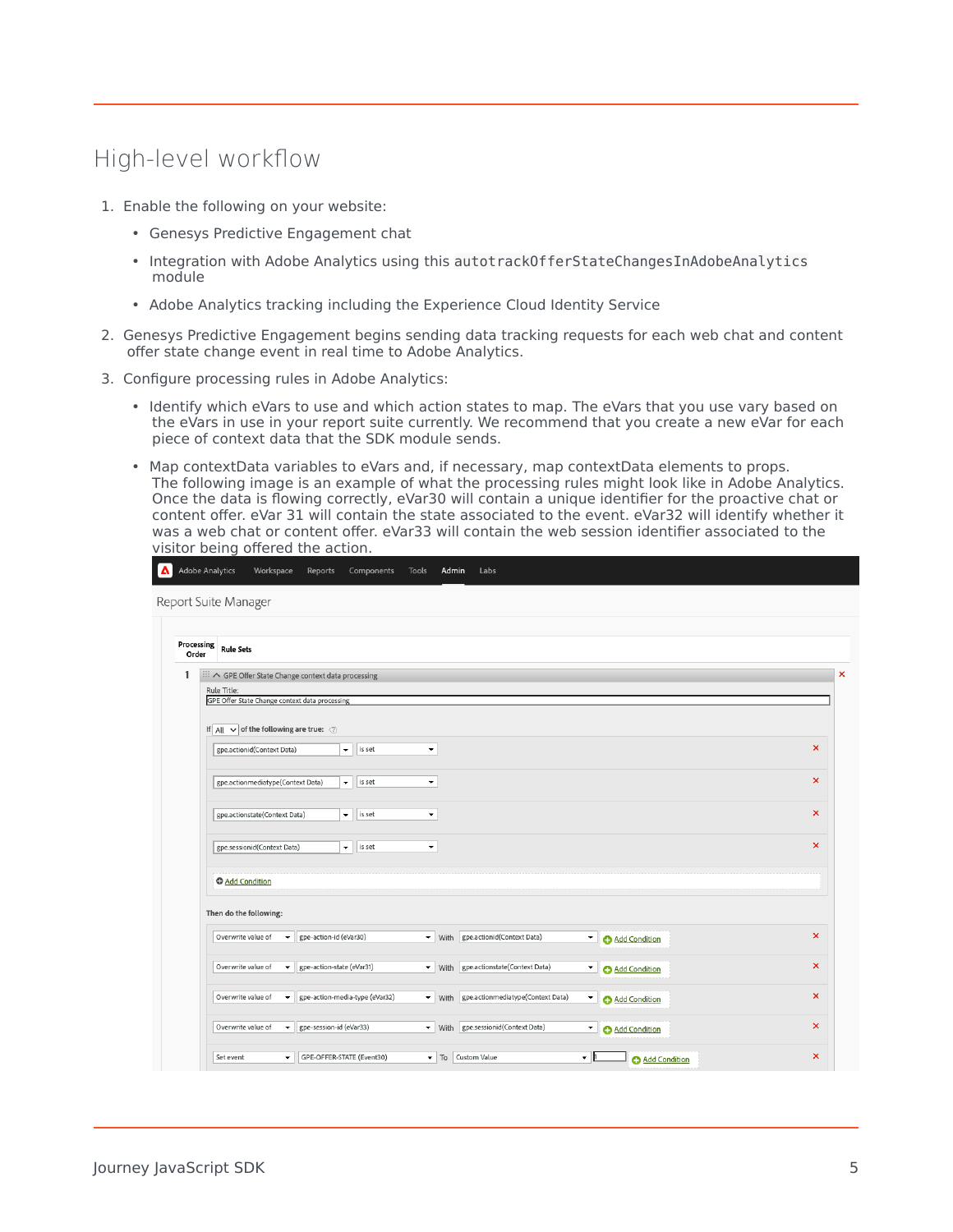## High-level workflow

1. Enable the following on your website:
   - Genesys Predictive Engagement chat
   - Integration with Adobe Analytics using this `autotrackOfferStateChangesInAdobeAnalytics` module
   - Adobe Analytics tracking including the Experience Cloud Identity Service
2. Genesys Predictive Engagement begins sending data tracking requests for each web chat and content offer state change event in real time to Adobe Analytics.
3. Configure processing rules in Adobe Analytics:
   - Identify which eVars to use and which action states to map. The eVars that you use vary based on the eVars in use in your report suite currently. We recommend that you create a new eVar for each piece of context data that the SDK module sends.
   - Map contextData variables to eVars and, if necessary, map contextData elements to props. The following image is an example of what the processing rules might look like in Adobe Analytics. Once the data is flowing correctly, eVar30 will contain a unique identifier for the proactive chat or content offer. eVar 31 will contain the state associated to the event. eVar32 will identify whether it was a web chat or content offer. eVar33 will contain the web session identifier associated to the visitor being offered the action.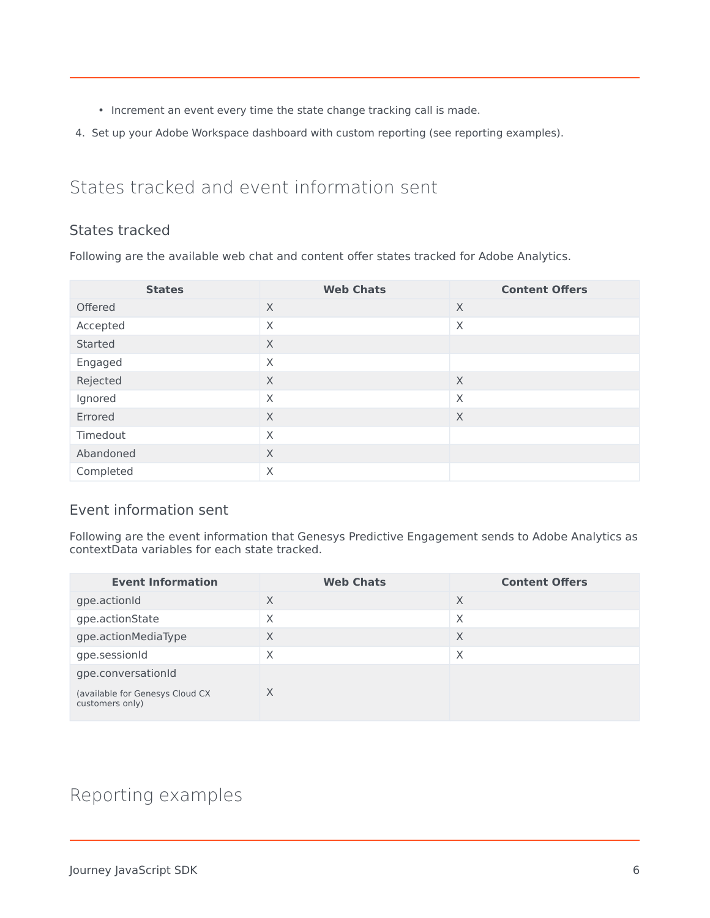- Increment an event every time the state change tracking call is made.

4. Set up your Adobe Workspace dashboard with custom reporting (see reporting examples).

## States tracked and event information sent

### States tracked

Following are the available web chat and content offer states tracked for Adobe Analytics.

| States | Web Chats | Content Offers |
|---|---|---|
| Offered | X | X |
| Accepted | X | X |
| Started | X | |
| Engaged | X | |
| Rejected | X | X |
| Ignored | X | X |
| Errored | X | X |
| Timedout | X | |
| Abandoned | X | |
| Completed | X | |

### Event information sent

Following are the event information that Genesys Predictive Engagement sends to Adobe Analytics as contextData variables for each state tracked.

| Event Information | Web Chats | Content Offers |
|---|---|---|
| gpe.actionId | X | X |
| gpe.actionState | X | X |
| gpe.actionMediaType | X | X |
| gpe.sessionId | X | X |
| gpe.conversationId (available for Genesys Cloud CX customers only) | X | |

## Reporting examples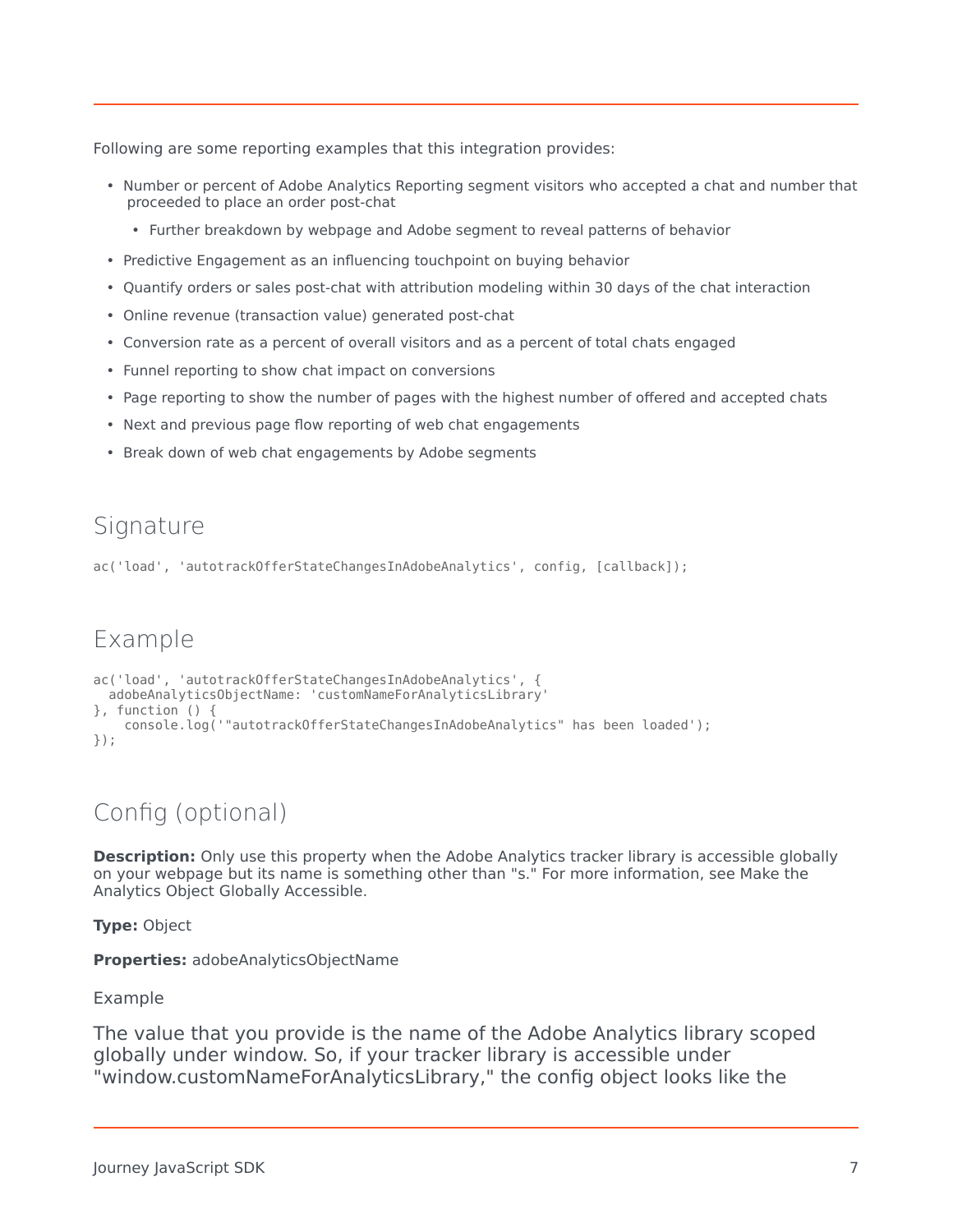Following are some reporting examples that this integration provides:

- Number or percent of Adobe Analytics Reporting segment visitors who accepted a chat and number that proceeded to place an order post-chat
  - Further breakdown by webpage and Adobe segment to reveal patterns of behavior
- Predictive Engagement as an influencing touchpoint on buying behavior
- Quantify orders or sales post-chat with attribution modeling within 30 days of the chat interaction
- Online revenue (transaction value) generated post-chat
- Conversion rate as a percent of overall visitors and as a percent of total chats engaged
- Funnel reporting to show chat impact on conversions
- Page reporting to show the number of pages with the highest number of offered and accepted chats
- Next and previous page flow reporting of web chat engagements
- Break down of web chat engagements by Adobe segments

## Signature

```
ac('load', 'autotrackOfferStateChangesInAdobeAnalytics', config, [callback]);
```

## Example

```
ac('load', 'autotrackOfferStateChangesInAdobeAnalytics', {
  adobeAnalyticsObjectName: 'customNameForAnalyticsLibrary'
}, function () {
    console.log('"autotrackOfferStateChangesInAdobeAnalytics" has been loaded');
});
```

## Config (optional)

**Description:** Only use this property when the Adobe Analytics tracker library is accessible globally on your webpage but its name is something other than "s." For more information, see Make the Analytics Object Globally Accessible.

**Type:** Object

**Properties:** adobeAnalyticsObjectName

Example

The value that you provide is the name of the Adobe Analytics library scoped globally under window. So, if your tracker library is accessible under "window.customNameForAnalyticsLibrary," the config object looks like the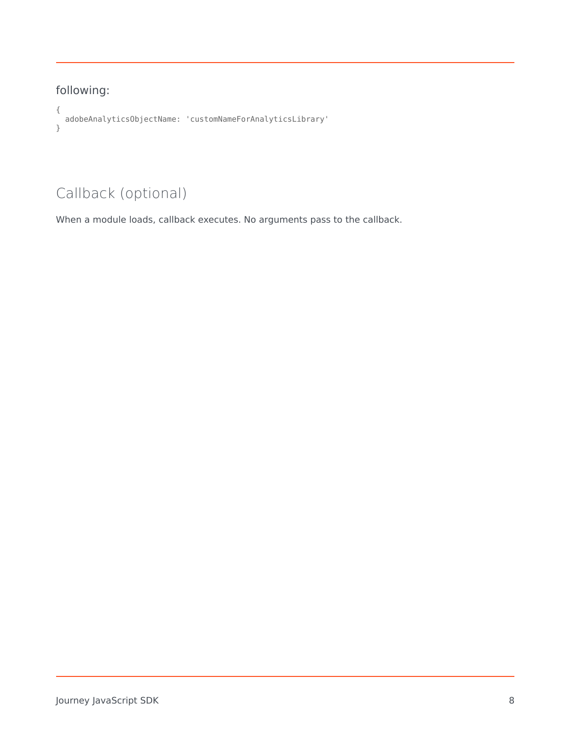following:

```
{
  adobeAnalyticsObjectName: 'customNameForAnalyticsLibrary'
}
```

## Callback (optional)

When a module loads, callback executes. No arguments pass to the callback.